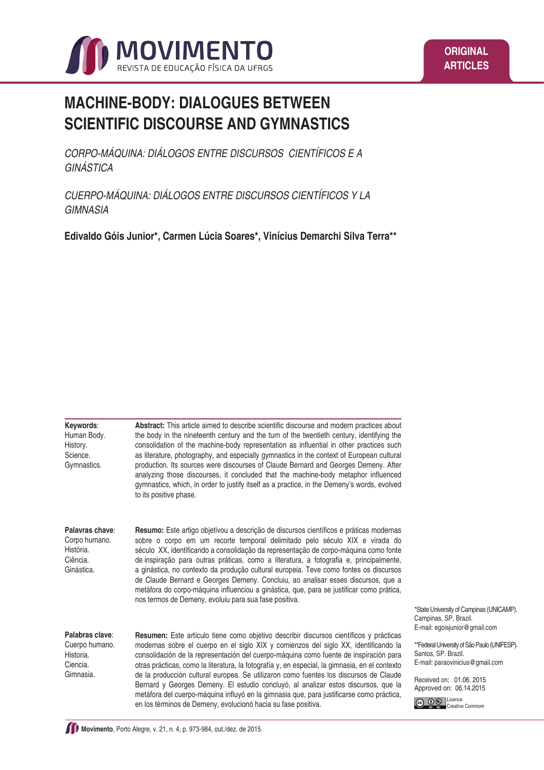ORIGINAL ARTICLES

# MACHINE-BODY: DIALOGUES BETWEEN SCIENTIFIC DISCOURSE AND GYMNASTICS

*CORPO-MÁQUINA: DIÁLOGOS ENTRE DISCURSOS CIENTÍFICOS E A GINÁSTICA*

*CUERPO-MÁQUINA: DIÁLOGOS ENTRE DISCURSOS CIENTÍFICOS Y LA GIMNASIA*

**Edivaldo Góis Junior*, Carmen Lúcia Soares*, Vinícius Demarchi Silva Terra****

**Keywords**: Human Body. History. Science. Gymnastics.

**Abstract:** This article aimed to describe scientific discourse and modern practices about the body in the nineteenth century and the turn of the twentieth century, identifying the consolidation of the machine-body representation as influential in other practices such as literature, photography, and especially gymnastics in the context of European cultural production. Its sources were discourses of Claude Bernard and Georges Demeny. After analyzing those discourses, it concluded that the machine-body metaphor influenced gymnastics, which, in order to justify itself as a practice, in the Demeny's words, evolved to its positive phase.

**Palavras chave**: Corpo humano. História. Ciência. Ginástica.

**Resumo:** Este artigo objetivou a descrição de discursos científicos e práticas modernas sobre o corpo em um recorte temporal delimitado pelo século XIX e virada do século XX, identificando a consolidação da representação de corpo-máquina como fonte de inspiração para outras práticas, como a literatura, a fotografia e, principalmente, a ginástica, no contexto da produção cultural europeia. Teve como fontes os discursos de Claude Bernard e Georges Demeny. Concluiu, ao analisar esses discursos, que a metáfora do corpo-máquina influenciou a ginástica, que, para se justificar como prática, nos termos de Demeny, evoluiu para sua fase positiva.

**Palabras clave**: Cuerpo humano. Historia. Ciencia. Gimnasia.

**Resumen:** Este artículo tiene como objetivo describir discursos científicos y prácticas modernas sobre el cuerpo en el siglo XIX y comienzos del siglo XX, identificando la consolidación de la representación del cuerpo-máquina como fuente de inspiración para otras prácticas, como la literatura, la fotografía y, en especial, la gimnasia, en el contexto de la producción cultural europea. Se utilizaron como fuentes los discursos de Claude Bernard y Georges Demeny. El estudio concluyó, al analizar estos discursos, que la metáfora del cuerpo-máquina influyó en la gimnasia que, para justificarse como práctica, en los términos de Demeny, evolucionó hacia su fase positiva.

*State University of Campinas (UNICAMP). Campinas, SP, Brazil.
E-mail: egoisjunior@gmail.com

**Federal University of São Paulo (UNIFESP). Santos, SP. Brazil.
E-mail: paraovinicius@gmail.com

Received on: 01.06. 2015
Approved on: 06.14.2015

Licence Creative Commom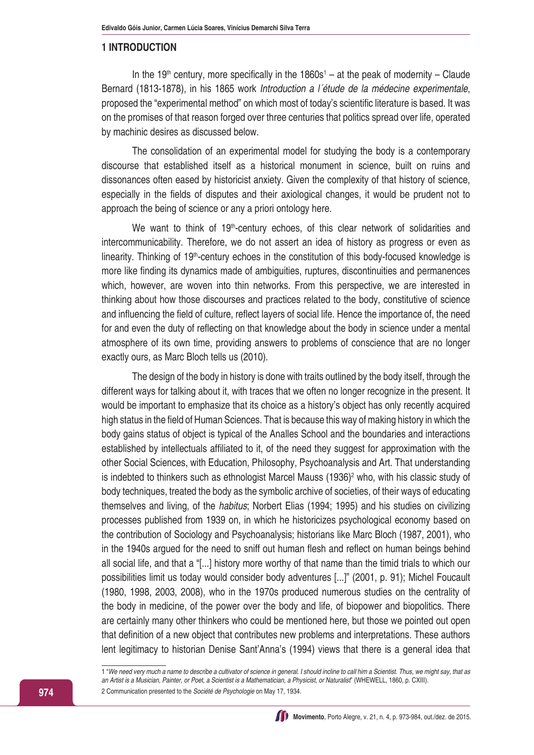## 1 INTRODUCTION

In the 19th century, more specifically in the 1860s[1] – at the peak of modernity – Claude Bernard (1813-1878), in his 1865 work *Introduction a l´étude de la médecine experimentale*, proposed the "experimental method" on which most of today's scientific literature is based. It was on the promises of that reason forged over three centuries that politics spread over life, operated by machinic desires as discussed below.

The consolidation of an experimental model for studying the body is a contemporary discourse that established itself as a historical monument in science, built on ruins and dissonances often eased by historicist anxiety. Given the complexity of that history of science, especially in the fields of disputes and their axiological changes, it would be prudent not to approach the being of science or any a priori ontology here.

We want to think of 19th-century echoes, of this clear network of solidarities and intercommunicability. Therefore, we do not assert an idea of history as progress or even as linearity. Thinking of 19th-century echoes in the constitution of this body-focused knowledge is more like finding its dynamics made of ambiguities, ruptures, discontinuities and permanences which, however, are woven into thin networks. From this perspective, we are interested in thinking about how those discourses and practices related to the body, constitutive of science and influencing the field of culture, reflect layers of social life. Hence the importance of, the need for and even the duty of reflecting on that knowledge about the body in science under a mental atmosphere of its own time, providing answers to problems of conscience that are no longer exactly ours, as Marc Bloch tells us (2010).

The design of the body in history is done with traits outlined by the body itself, through the different ways for talking about it, with traces that we often no longer recognize in the present. It would be important to emphasize that its choice as a history's object has only recently acquired high status in the field of Human Sciences. That is because this way of making history in which the body gains status of object is typical of the Analles School and the boundaries and interactions established by intellectuals affiliated to it, of the need they suggest for approximation with the other Social Sciences, with Education, Philosophy, Psychoanalysis and Art. That understanding is indebted to thinkers such as ethnologist Marcel Mauss (1936)[2] who, with his classic study of body techniques, treated the body as the symbolic archive of societies, of their ways of educating themselves and living, of the *habitus*; Norbert Elias (1994; 1995) and his studies on civilizing processes published from 1939 on, in which he historicizes psychological economy based on the contribution of Sociology and Psychoanalysis; historians like Marc Bloch (1987, 2001), who in the 1940s argued for the need to sniff out human flesh and reflect on human beings behind all social life, and that a "[...] history more worthy of that name than the timid trials to which our possibilities limit us today would consider body adventures [...]" (2001, p. 91); Michel Foucault (1980, 1998, 2003, 2008), who in the 1970s produced numerous studies on the centrality of the body in medicine, of the power over the body and life, of biopower and biopolitics. There are certainly many other thinkers who could be mentioned here, but those we pointed out open that definition of a new object that contributes new problems and interpretations. These authors lent legitimacy to historian Denise Sant'Anna's (1994) views that there is a general idea that

---

1 "*We need very much a name to describe a cultivator of science in general. I should incline to call him a Scientist. Thus, we might say, that as an Artist is a Musician, Painter, or Poet, a Scientist is a Mathematician, a Physicist, or Naturalist*" (WHEWELL, 1860, p. CXIII).

2 Communication presented to the *Société de Psychologie* on May 17, 1934.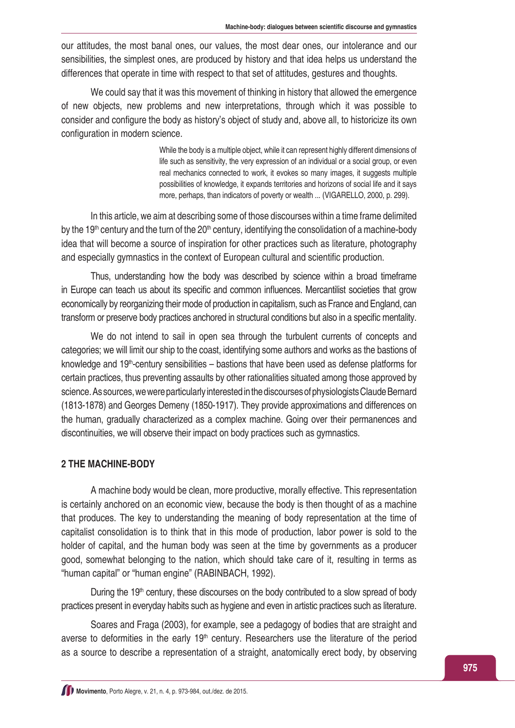our attitudes, the most banal ones, our values, the most dear ones, our intolerance and our sensibilities, the simplest ones, are produced by history and that idea helps us understand the differences that operate in time with respect to that set of attitudes, gestures and thoughts.

We could say that it was this movement of thinking in history that allowed the emergence of new objects, new problems and new interpretations, through which it was possible to consider and configure the body as history's object of study and, above all, to historicize its own configuration in modern science.

> While the body is a multiple object, while it can represent highly different dimensions of life such as sensitivity, the very expression of an individual or a social group, or even real mechanics connected to work, it evokes so many images, it suggests multiple possibilities of knowledge, it expands territories and horizons of social life and it says more, perhaps, than indicators of poverty or wealth ... (VIGARELLO, 2000, p. 299).

In this article, we aim at describing some of those discourses within a time frame delimited by the 19th century and the turn of the 20th century, identifying the consolidation of a machine-body idea that will become a source of inspiration for other practices such as literature, photography and especially gymnastics in the context of European cultural and scientific production.

Thus, understanding how the body was described by science within a broad timeframe in Europe can teach us about its specific and common influences. Mercantilist societies that grow economically by reorganizing their mode of production in capitalism, such as France and England, can transform or preserve body practices anchored in structural conditions but also in a specific mentality.

We do not intend to sail in open sea through the turbulent currents of concepts and categories; we will limit our ship to the coast, identifying some authors and works as the bastions of knowledge and 19th-century sensibilities – bastions that have been used as defense platforms for certain practices, thus preventing assaults by other rationalities situated among those approved by science. As sources, we were particularly interested in the discourses of physiologists Claude Bernard (1813-1878) and Georges Demeny (1850-1917). They provide approximations and differences on the human, gradually characterized as a complex machine. Going over their permanences and discontinuities, we will observe their impact on body practices such as gymnastics.

## 2 THE MACHINE-BODY

A machine body would be clean, more productive, morally effective. This representation is certainly anchored on an economic view, because the body is then thought of as a machine that produces. The key to understanding the meaning of body representation at the time of capitalist consolidation is to think that in this mode of production, labor power is sold to the holder of capital, and the human body was seen at the time by governments as a producer good, somewhat belonging to the nation, which should take care of it, resulting in terms as "human capital" or "human engine" (RABINBACH, 1992).

During the 19th century, these discourses on the body contributed to a slow spread of body practices present in everyday habits such as hygiene and even in artistic practices such as literature.

Soares and Fraga (2003), for example, see a pedagogy of bodies that are straight and averse to deformities in the early 19th century. Researchers use the literature of the period as a source to describe a representation of a straight, anatomically erect body, by observing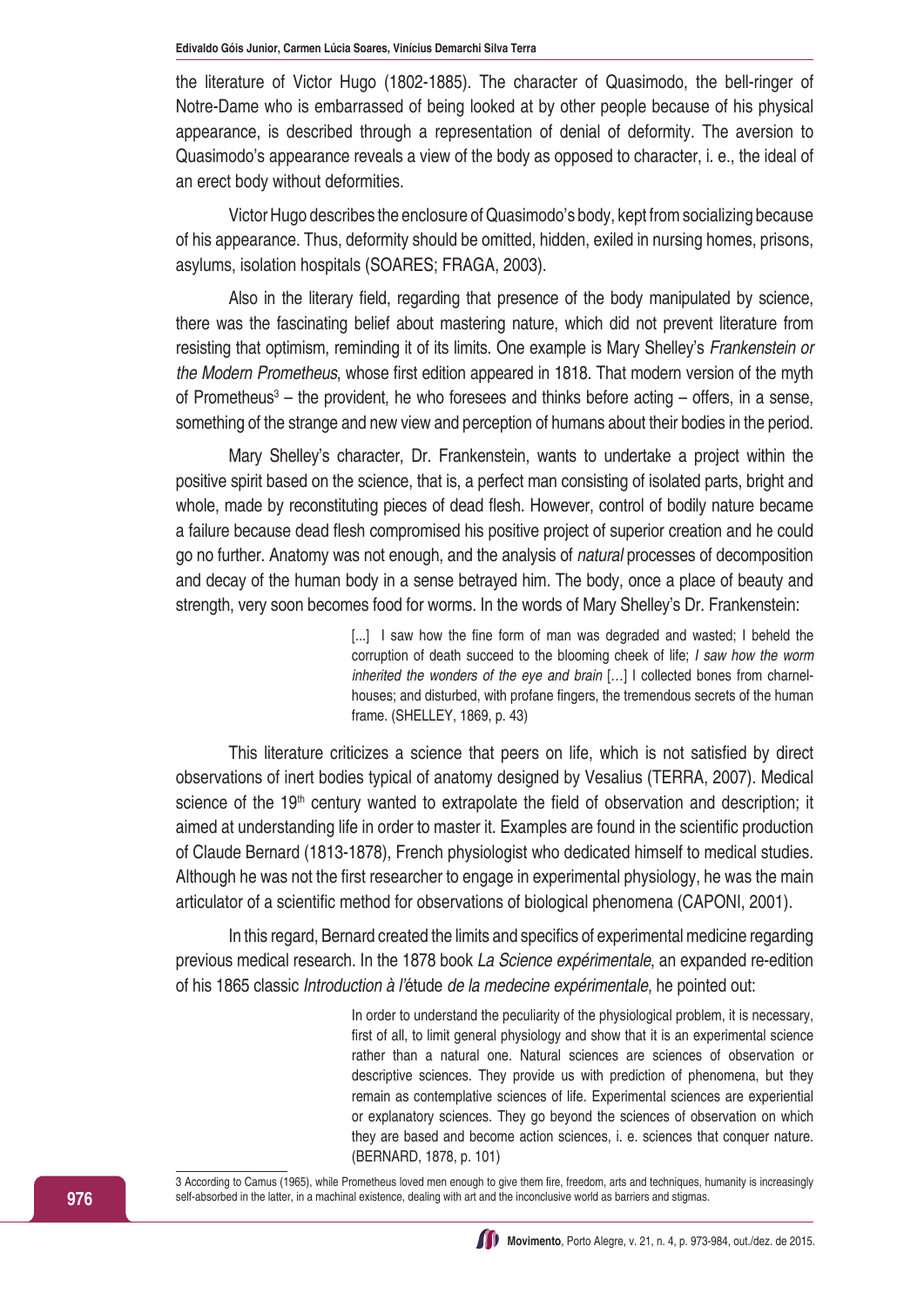the literature of Victor Hugo (1802-1885). The character of Quasimodo, the bell-ringer of Notre-Dame who is embarrassed of being looked at by other people because of his physical appearance, is described through a representation of denial of deformity. The aversion to Quasimodo's appearance reveals a view of the body as opposed to character, i. e., the ideal of an erect body without deformities.

Victor Hugo describes the enclosure of Quasimodo's body, kept from socializing because of his appearance. Thus, deformity should be omitted, hidden, exiled in nursing homes, prisons, asylums, isolation hospitals (SOARES; FRAGA, 2003).

Also in the literary field, regarding that presence of the body manipulated by science, there was the fascinating belief about mastering nature, which did not prevent literature from resisting that optimism, reminding it of its limits. One example is Mary Shelley's *Frankenstein or the Modern Prometheus*, whose first edition appeared in 1818. That modern version of the myth of Prometheus[3] – the provident, he who foresees and thinks before acting – offers, in a sense, something of the strange and new view and perception of humans about their bodies in the period.

Mary Shelley's character, Dr. Frankenstein, wants to undertake a project within the positive spirit based on the science, that is, a perfect man consisting of isolated parts, bright and whole, made by reconstituting pieces of dead flesh. However, control of bodily nature became a failure because dead flesh compromised his positive project of superior creation and he could go no further. Anatomy was not enough, and the analysis of *natural* processes of decomposition and decay of the human body in a sense betrayed him. The body, once a place of beauty and strength, very soon becomes food for worms. In the words of Mary Shelley's Dr. Frankenstein:

> [...] I saw how the fine form of man was degraded and wasted; I beheld the corruption of death succeed to the blooming cheek of life; *I saw how the worm inherited the wonders of the eye and brain* [...] I collected bones from charnel-houses; and disturbed, with profane fingers, the tremendous secrets of the human frame. (SHELLEY, 1869, p. 43)

This literature criticizes a science that peers on life, which is not satisfied by direct observations of inert bodies typical of anatomy designed by Vesalius (TERRA, 2007). Medical science of the 19th century wanted to extrapolate the field of observation and description; it aimed at understanding life in order to master it. Examples are found in the scientific production of Claude Bernard (1813-1878), French physiologist who dedicated himself to medical studies. Although he was not the first researcher to engage in experimental physiology, he was the main articulator of a scientific method for observations of biological phenomena (CAPONI, 2001).

In this regard, Bernard created the limits and specifics of experimental medicine regarding previous medical research. In the 1878 book *La Science expérimentale*, an expanded re-edition of his 1865 classic *Introduction à l'*étude *de la medecine expérimentale*, he pointed out:

> In order to understand the peculiarity of the physiological problem, it is necessary, first of all, to limit general physiology and show that it is an experimental science rather than a natural one. Natural sciences are sciences of observation or descriptive sciences. They provide us with prediction of phenomena, but they remain as contemplative sciences of life. Experimental sciences are experiential or explanatory sciences. They go beyond the sciences of observation on which they are based and become action sciences, i. e. sciences that conquer nature. (BERNARD, 1878, p. 101)

---

3 According to Camus (1965), while Prometheus loved men enough to give them fire, freedom, arts and techniques, humanity is increasingly self-absorbed in the latter, in a machinal existence, dealing with art and the inconclusive world as barriers and stigmas.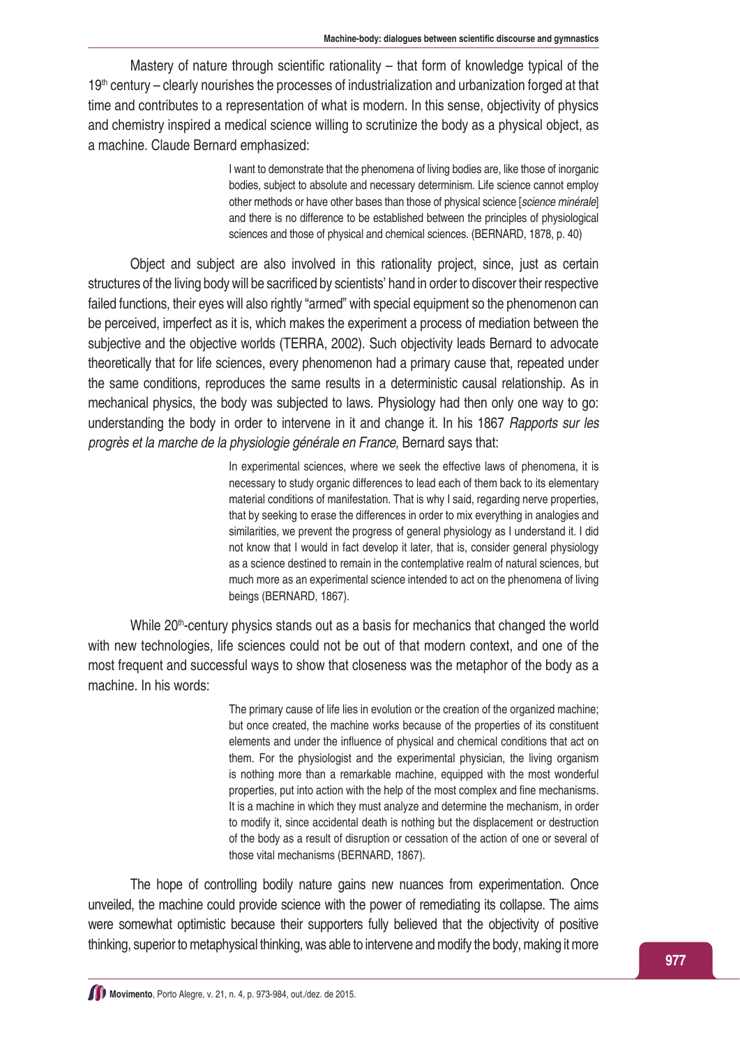Mastery of nature through scientific rationality – that form of knowledge typical of the $19^{th}$ century – clearly nourishes the processes of industrialization and urbanization forged at that time and contributes to a representation of what is modern. In this sense, objectivity of physics and chemistry inspired a medical science willing to scrutinize the body as a physical object, as a machine. Claude Bernard emphasized:

> I want to demonstrate that the phenomena of living bodies are, like those of inorganic bodies, subject to absolute and necessary determinism. Life science cannot employ other methods or have other bases than those of physical science [*science minérale*] and there is no difference to be established between the principles of physiological sciences and those of physical and chemical sciences. (BERNARD, 1878, p. 40)

Object and subject are also involved in this rationality project, since, just as certain structures of the living body will be sacrificed by scientists' hand in order to discover their respective failed functions, their eyes will also rightly "armed" with special equipment so the phenomenon can be perceived, imperfect as it is, which makes the experiment a process of mediation between the subjective and the objective worlds (TERRA, 2002). Such objectivity leads Bernard to advocate theoretically that for life sciences, every phenomenon had a primary cause that, repeated under the same conditions, reproduces the same results in a deterministic causal relationship. As in mechanical physics, the body was subjected to laws. Physiology had then only one way to go: understanding the body in order to intervene in it and change it. In his 1867 *Rapports sur les progrès et la marche de la physiologie générale en France*, Bernard says that:

> In experimental sciences, where we seek the effective laws of phenomena, it is necessary to study organic differences to lead each of them back to its elementary material conditions of manifestation. That is why I said, regarding nerve properties, that by seeking to erase the differences in order to mix everything in analogies and similarities, we prevent the progress of general physiology as I understand it. I did not know that I would in fact develop it later, that is, consider general physiology as a science destined to remain in the contemplative realm of natural sciences, but much more as an experimental science intended to act on the phenomena of living beings (BERNARD, 1867).

While $20^{th}$-century physics stands out as a basis for mechanics that changed the world with new technologies, life sciences could not be out of that modern context, and one of the most frequent and successful ways to show that closeness was the metaphor of the body as a machine. In his words:

> The primary cause of life lies in evolution or the creation of the organized machine; but once created, the machine works because of the properties of its constituent elements and under the influence of physical and chemical conditions that act on them. For the physiologist and the experimental physician, the living organism is nothing more than a remarkable machine, equipped with the most wonderful properties, put into action with the help of the most complex and fine mechanisms. It is a machine in which they must analyze and determine the mechanism, in order to modify it, since accidental death is nothing but the displacement or destruction of the body as a result of disruption or cessation of the action of one or several of those vital mechanisms (BERNARD, 1867).

The hope of controlling bodily nature gains new nuances from experimentation. Once unveiled, the machine could provide science with the power of remediating its collapse. The aims were somewhat optimistic because their supporters fully believed that the objectivity of positive thinking, superior to metaphysical thinking, was able to intervene and modify the body, making it more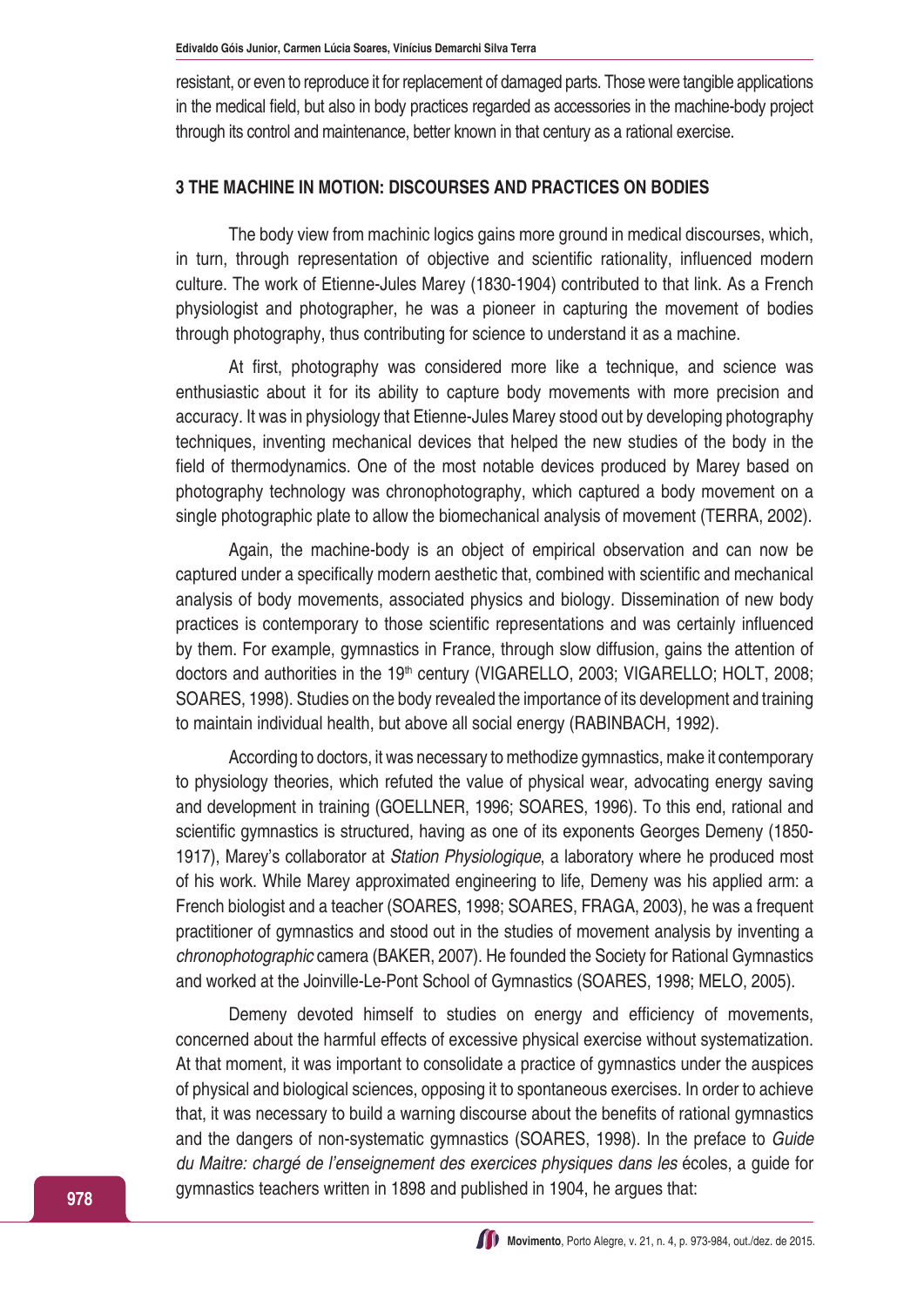resistant, or even to reproduce it for replacement of damaged parts. Those were tangible applications in the medical field, but also in body practices regarded as accessories in the machine-body project through its control and maintenance, better known in that century as a rational exercise.

## 3 THE MACHINE IN MOTION: DISCOURSES AND PRACTICES ON BODIES

The body view from machinic logics gains more ground in medical discourses, which, in turn, through representation of objective and scientific rationality, influenced modern culture. The work of Etienne-Jules Marey (1830-1904) contributed to that link. As a French physiologist and photographer, he was a pioneer in capturing the movement of bodies through photography, thus contributing for science to understand it as a machine.

At first, photography was considered more like a technique, and science was enthusiastic about it for its ability to capture body movements with more precision and accuracy. It was in physiology that Etienne-Jules Marey stood out by developing photography techniques, inventing mechanical devices that helped the new studies of the body in the field of thermodynamics. One of the most notable devices produced by Marey based on photography technology was chronophotography, which captured a body movement on a single photographic plate to allow the biomechanical analysis of movement (TERRA, 2002).

Again, the machine-body is an object of empirical observation and can now be captured under a specifically modern aesthetic that, combined with scientific and mechanical analysis of body movements, associated physics and biology. Dissemination of new body practices is contemporary to those scientific representations and was certainly influenced by them. For example, gymnastics in France, through slow diffusion, gains the attention of doctors and authorities in the 19th century (VIGARELLO, 2003; VIGARELLO; HOLT, 2008; SOARES, 1998). Studies on the body revealed the importance of its development and training to maintain individual health, but above all social energy (RABINBACH, 1992).

According to doctors, it was necessary to methodize gymnastics, make it contemporary to physiology theories, which refuted the value of physical wear, advocating energy saving and development in training (GOELLNER, 1996; SOARES, 1996). To this end, rational and scientific gymnastics is structured, having as one of its exponents Georges Demeny (1850-1917), Marey's collaborator at *Station Physiologique*, a laboratory where he produced most of his work. While Marey approximated engineering to life, Demeny was his applied arm: a French biologist and a teacher (SOARES, 1998; SOARES, FRAGA, 2003), he was a frequent practitioner of gymnastics and stood out in the studies of movement analysis by inventing a *chronophotographic* camera (BAKER, 2007). He founded the Society for Rational Gymnastics and worked at the Joinville-Le-Pont School of Gymnastics (SOARES, 1998; MELO, 2005).

Demeny devoted himself to studies on energy and efficiency of movements, concerned about the harmful effects of excessive physical exercise without systematization. At that moment, it was important to consolidate a practice of gymnastics under the auspices of physical and biological sciences, opposing it to spontaneous exercises. In order to achieve that, it was necessary to build a warning discourse about the benefits of rational gymnastics and the dangers of non-systematic gymnastics (SOARES, 1998). In the preface to *Guide du Maitre: chargé de l'enseignement des exercices physiques dans les* écoles, a guide for gymnastics teachers written in 1898 and published in 1904, he argues that: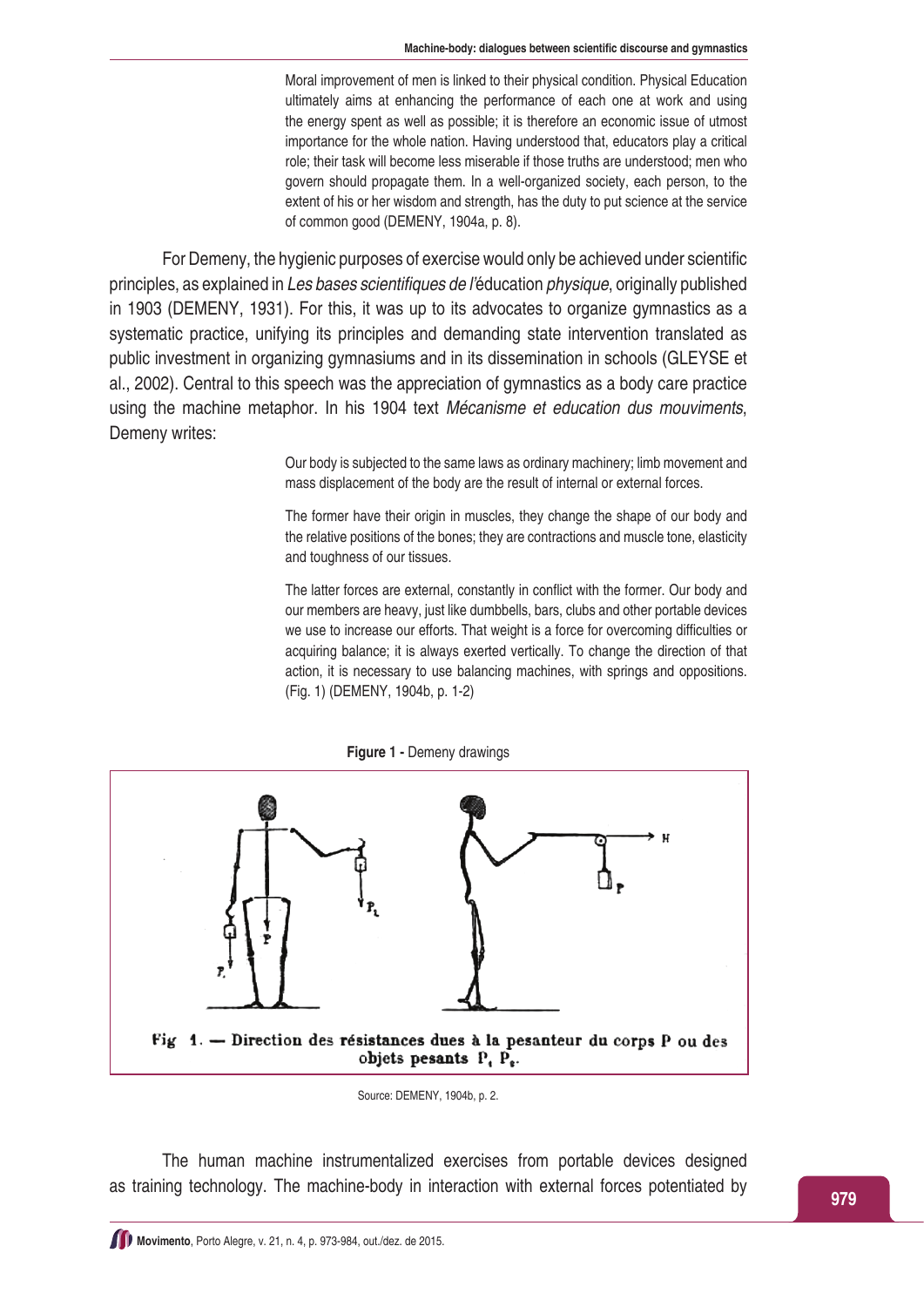> Moral improvement of men is linked to their physical condition. Physical Education ultimately aims at enhancing the performance of each one at work and using the energy spent as well as possible; it is therefore an economic issue of utmost importance for the whole nation. Having understood that, educators play a critical role; their task will become less miserable if those truths are understood; men who govern should propagate them. In a well-organized society, each person, to the extent of his or her wisdom and strength, has the duty to put science at the service of common good (DEMENY, 1904a, p. 8).

For Demeny, the hygienic purposes of exercise would only be achieved under scientific principles, as explained in *Les bases scientifiques de l'*éducation *physique*, originally published in 1903 (DEMENY, 1931). For this, it was up to its advocates to organize gymnastics as a systematic practice, unifying its principles and demanding state intervention translated as public investment in organizing gymnasiums and in its dissemination in schools (GLEYSE et al., 2002). Central to this speech was the appreciation of gymnastics as a body care practice using the machine metaphor. In his 1904 text *Mécanisme et education dus mouviments*, Demeny writes:

> Our body is subjected to the same laws as ordinary machinery; limb movement and mass displacement of the body are the result of internal or external forces.
>
> The former have their origin in muscles, they change the shape of our body and the relative positions of the bones; they are contractions and muscle tone, elasticity and toughness of our tissues.
>
> The latter forces are external, constantly in conflict with the former. Our body and our members are heavy, just like dumbbells, bars, clubs and other portable devices we use to increase our efforts. That weight is a force for overcoming difficulties or acquiring balance; it is always exerted vertically. To change the direction of that action, it is necessary to use balancing machines, with springs and oppositions. (Fig. 1) (DEMENY, 1904b, p. 1-2)

**Figure 1 -** Demeny drawings

Fig 1. — Direction des résistances dues à la pesanteur du corps P ou des objets pesants $P_1$ $P_2$.

Source: DEMENY, 1904b, p. 2.

The human machine instrumentalized exercises from portable devices designed as training technology. The machine-body in interaction with external forces potentiated by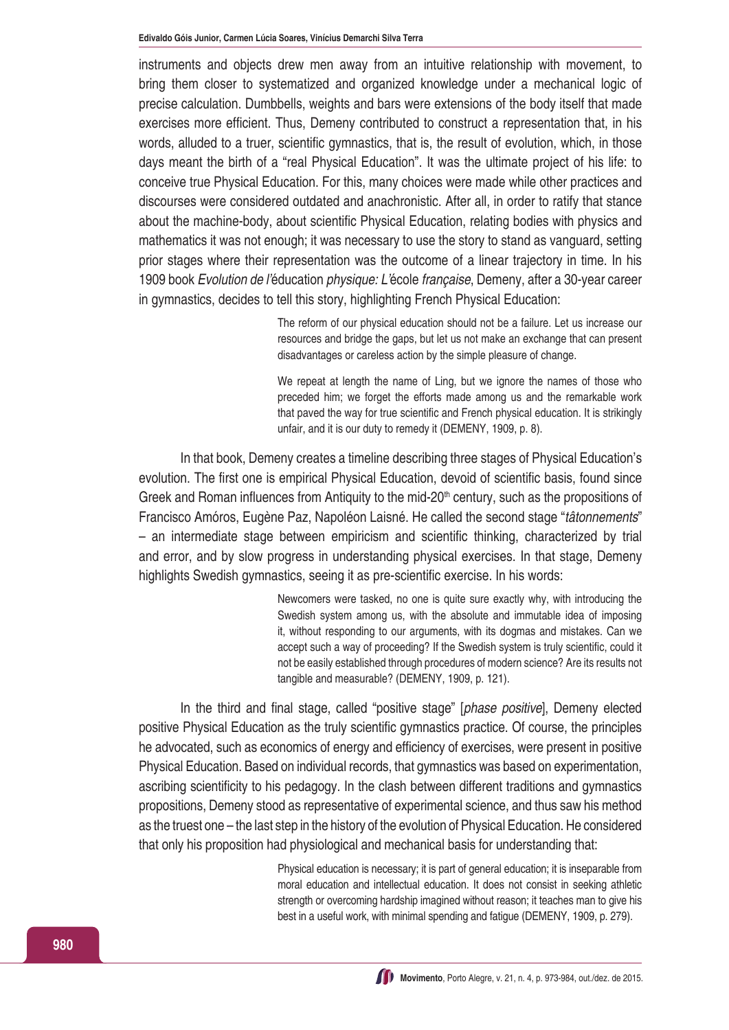instruments and objects drew men away from an intuitive relationship with movement, to bring them closer to systematized and organized knowledge under a mechanical logic of precise calculation. Dumbbells, weights and bars were extensions of the body itself that made exercises more efficient. Thus, Demeny contributed to construct a representation that, in his words, alluded to a truer, scientific gymnastics, that is, the result of evolution, which, in those days meant the birth of a "real Physical Education". It was the ultimate project of his life: to conceive true Physical Education. For this, many choices were made while other practices and discourses were considered outdated and anachronistic. After all, in order to ratify that stance about the machine-body, about scientific Physical Education, relating bodies with physics and mathematics it was not enough; it was necessary to use the story to stand as vanguard, setting prior stages where their representation was the outcome of a linear trajectory in time. In his 1909 book *Evolution de l'*éducation *physique: L'*école *française*, Demeny, after a 30-year career in gymnastics, decides to tell this story, highlighting French Physical Education:

> The reform of our physical education should not be a failure. Let us increase our resources and bridge the gaps, but let us not make an exchange that can present disadvantages or careless action by the simple pleasure of change.
>
> We repeat at length the name of Ling, but we ignore the names of those who preceded him; we forget the efforts made among us and the remarkable work that paved the way for true scientific and French physical education. It is strikingly unfair, and it is our duty to remedy it (DEMENY, 1909, p. 8).

In that book, Demeny creates a timeline describing three stages of Physical Education's evolution. The first one is empirical Physical Education, devoid of scientific basis, found since Greek and Roman influences from Antiquity to the mid-20th century, such as the propositions of Francisco Amóros, Eugène Paz, Napoléon Laisné. He called the second stage "*tâtonnements*" – an intermediate stage between empiricism and scientific thinking, characterized by trial and error, and by slow progress in understanding physical exercises. In that stage, Demeny highlights Swedish gymnastics, seeing it as pre-scientific exercise. In his words:

> Newcomers were tasked, no one is quite sure exactly why, with introducing the Swedish system among us, with the absolute and immutable idea of imposing it, without responding to our arguments, with its dogmas and mistakes. Can we accept such a way of proceeding? If the Swedish system is truly scientific, could it not be easily established through procedures of modern science? Are its results not tangible and measurable? (DEMENY, 1909, p. 121).

In the third and final stage, called "positive stage" [*phase positive*], Demeny elected positive Physical Education as the truly scientific gymnastics practice. Of course, the principles he advocated, such as economics of energy and efficiency of exercises, were present in positive Physical Education. Based on individual records, that gymnastics was based on experimentation, ascribing scientificity to his pedagogy. In the clash between different traditions and gymnastics propositions, Demeny stood as representative of experimental science, and thus saw his method as the truest one – the last step in the history of the evolution of Physical Education. He considered that only his proposition had physiological and mechanical basis for understanding that:

> Physical education is necessary; it is part of general education; it is inseparable from moral education and intellectual education. It does not consist in seeking athletic strength or overcoming hardship imagined without reason; it teaches man to give his best in a useful work, with minimal spending and fatigue (DEMENY, 1909, p. 279).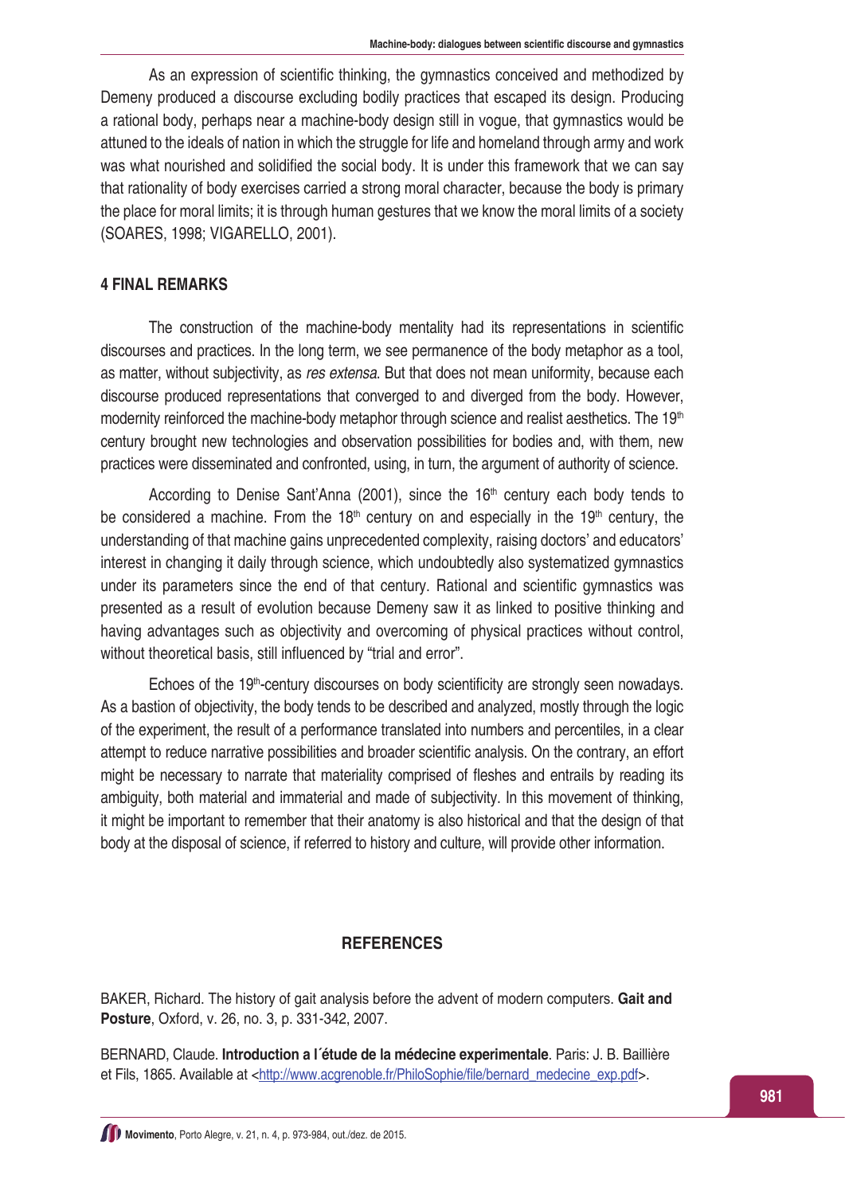As an expression of scientific thinking, the gymnastics conceived and methodized by Demeny produced a discourse excluding bodily practices that escaped its design. Producing a rational body, perhaps near a machine-body design still in vogue, that gymnastics would be attuned to the ideals of nation in which the struggle for life and homeland through army and work was what nourished and solidified the social body. It is under this framework that we can say that rationality of body exercises carried a strong moral character, because the body is primary the place for moral limits; it is through human gestures that we know the moral limits of a society (SOARES, 1998; VIGARELLO, 2001).

## 4 FINAL REMARKS

The construction of the machine-body mentality had its representations in scientific discourses and practices. In the long term, we see permanence of the body metaphor as a tool, as matter, without subjectivity, as *res extensa*. But that does not mean uniformity, because each discourse produced representations that converged to and diverged from the body. However, modernity reinforced the machine-body metaphor through science and realist aesthetics. The 19th century brought new technologies and observation possibilities for bodies and, with them, new practices were disseminated and confronted, using, in turn, the argument of authority of science.

According to Denise Sant'Anna (2001), since the 16th century each body tends to be considered a machine. From the 18th century on and especially in the 19th century, the understanding of that machine gains unprecedented complexity, raising doctors' and educators' interest in changing it daily through science, which undoubtedly also systematized gymnastics under its parameters since the end of that century. Rational and scientific gymnastics was presented as a result of evolution because Demeny saw it as linked to positive thinking and having advantages such as objectivity and overcoming of physical practices without control, without theoretical basis, still influenced by "trial and error".

Echoes of the 19th-century discourses on body scientificity are strongly seen nowadays. As a bastion of objectivity, the body tends to be described and analyzed, mostly through the logic of the experiment, the result of a performance translated into numbers and percentiles, in a clear attempt to reduce narrative possibilities and broader scientific analysis. On the contrary, an effort might be necessary to narrate that materiality comprised of fleshes and entrails by reading its ambiguity, both material and immaterial and made of subjectivity. In this movement of thinking, it might be important to remember that their anatomy is also historical and that the design of that body at the disposal of science, if referred to history and culture, will provide other information.

## REFERENCES

BAKER, Richard. The history of gait analysis before the advent of modern computers. **Gait and Posture**, Oxford, v. 26, no. 3, p. 331-342, 2007.

BERNARD, Claude. **Introduction a l´étude de la médecine experimentale**. Paris: J. B. Baillière et Fils, 1865. Available at <http://www.acgrenoble.fr/PhiloSophie/file/bernard_medecine_exp.pdf>.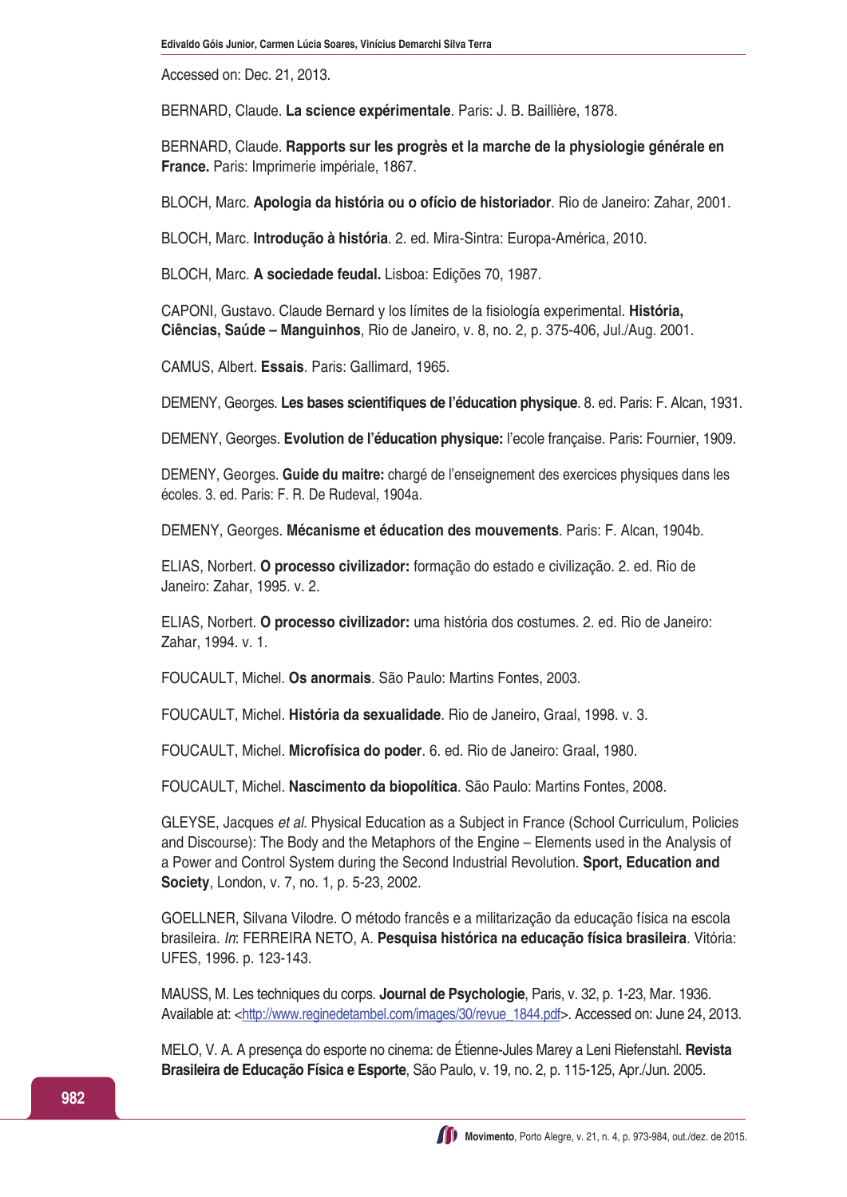Accessed on: Dec. 21, 2013.

BERNARD, Claude. **La science expérimentale**. Paris: J. B. Baillière, 1878.

BERNARD, Claude. **Rapports sur les progrès et la marche de la physiologie générale en France.** Paris: Imprimerie impériale, 1867.

BLOCH, Marc. **Apologia da história ou o ofício de historiador**. Rio de Janeiro: Zahar, 2001.

BLOCH, Marc. **Introdução à história**. 2. ed. Mira-Sintra: Europa-América, 2010.

BLOCH, Marc. **A sociedade feudal.** Lisboa: Edições 70, 1987.

CAPONI, Gustavo. Claude Bernard y los límites de la fisiología experimental. **História, Ciências, Saúde – Manguinhos**, Rio de Janeiro, v. 8, no. 2, p. 375-406, Jul./Aug. 2001.

CAMUS, Albert. **Essais**. Paris: Gallimard, 1965.

DEMENY, Georges. **Les bases scientifiques de l'éducation physique**. 8. ed. Paris: F. Alcan, 1931.

DEMENY, Georges. **Evolution de l'éducation physique:** l'ecole française. Paris: Fournier, 1909.

DEMENY, Georges. **Guide du maitre:** chargé de l'enseignement des exercices physiques dans les écoles. 3. ed. Paris: F. R. De Rudeval, 1904a.

DEMENY, Georges. **Mécanisme et éducation des mouvements**. Paris: F. Alcan, 1904b.

ELIAS, Norbert. **O processo civilizador:** formação do estado e civilização. 2. ed. Rio de Janeiro: Zahar, 1995. v. 2.

ELIAS, Norbert. **O processo civilizador:** uma história dos costumes. 2. ed. Rio de Janeiro: Zahar, 1994. v. 1.

FOUCAULT, Michel. **Os anormais**. São Paulo: Martins Fontes, 2003.

FOUCAULT, Michel. **História da sexualidade**. Rio de Janeiro, Graal, 1998. v. 3.

FOUCAULT, Michel. **Microfísica do poder**. 6. ed. Rio de Janeiro: Graal, 1980.

FOUCAULT, Michel. **Nascimento da biopolítica**. São Paulo: Martins Fontes, 2008.

GLEYSE, Jacques *et al.* Physical Education as a Subject in France (School Curriculum, Policies and Discourse): The Body and the Metaphors of the Engine – Elements used in the Analysis of a Power and Control System during the Second Industrial Revolution. **Sport, Education and Society**, London, v. 7, no. 1, p. 5-23, 2002.

GOELLNER, Silvana Vilodre. O método francês e a militarização da educação física na escola brasileira. *In*: FERREIRA NETO, A. **Pesquisa histórica na educação física brasileira**. Vitória: UFES, 1996. p. 123-143.

MAUSS, M. Les techniques du corps. **Journal de Psychologie**, Paris, v. 32, p. 1-23, Mar. 1936. Available at: <http://www.reginedetambel.com/images/30/revue_1844.pdf>. Accessed on: June 24, 2013.

MELO, V. A. A presença do esporte no cinema: de Étienne-Jules Marey a Leni Riefenstahl. **Revista Brasileira de Educação Física e Esporte**, São Paulo, v. 19, no. 2, p. 115-125, Apr./Jun. 2005.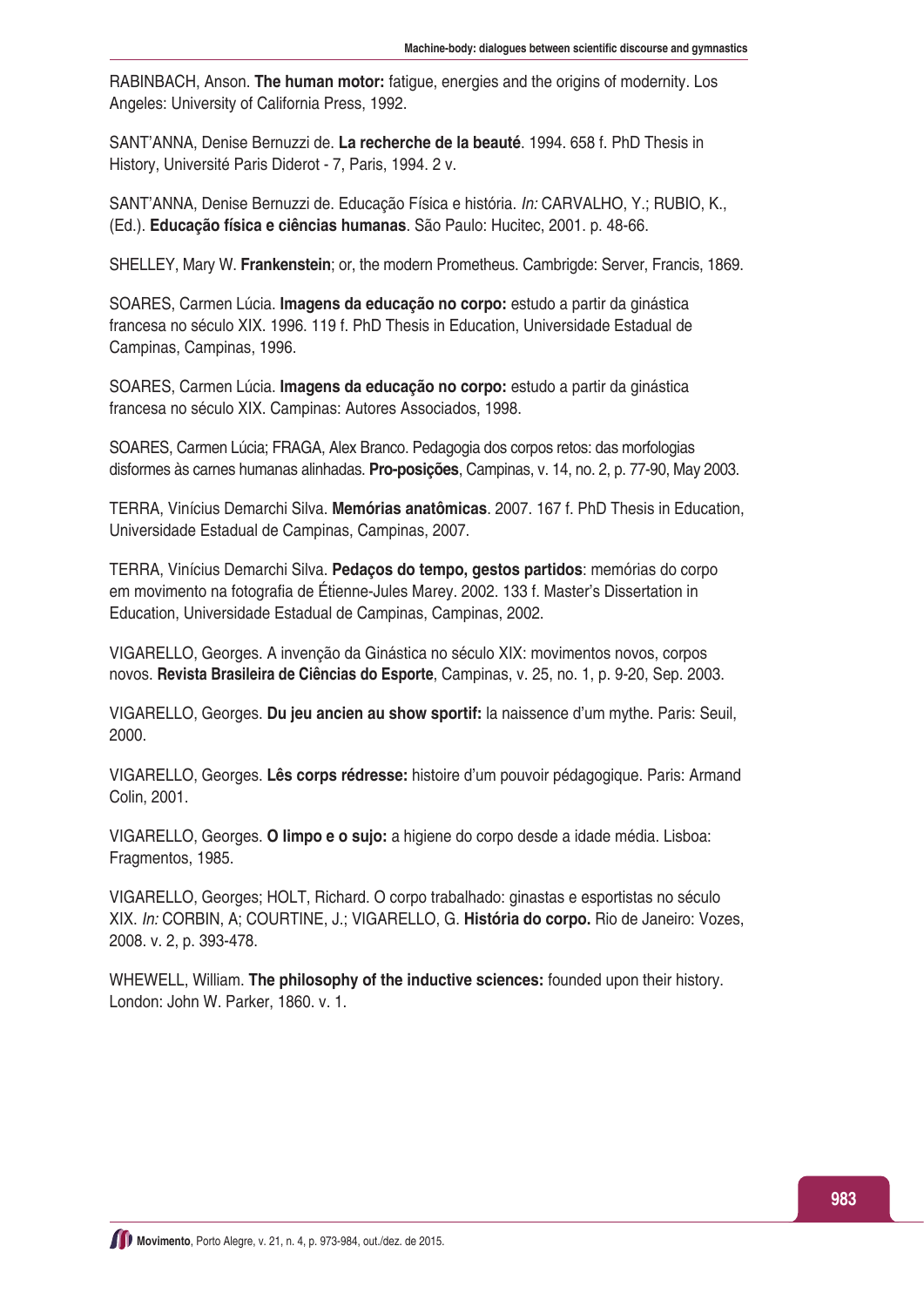RABINBACH, Anson. **The human motor:** fatigue, energies and the origins of modernity. Los Angeles: University of California Press, 1992.

SANT'ANNA, Denise Bernuzzi de. **La recherche de la beauté**. 1994. 658 f. PhD Thesis in History, Université Paris Diderot - 7, Paris, 1994. 2 v.

SANT'ANNA, Denise Bernuzzi de. Educação Física e história. *In:* CARVALHO, Y.; RUBIO, K., (Ed.). **Educação física e ciências humanas**. São Paulo: Hucitec, 2001. p. 48-66.

SHELLEY, Mary W. **Frankenstein**; or, the modern Prometheus. Cambrigde: Server, Francis, 1869.

SOARES, Carmen Lúcia. **Imagens da educação no corpo:** estudo a partir da ginástica francesa no século XIX. 1996. 119 f. PhD Thesis in Education, Universidade Estadual de Campinas, Campinas, 1996.

SOARES, Carmen Lúcia. **Imagens da educação no corpo:** estudo a partir da ginástica francesa no século XIX. Campinas: Autores Associados, 1998.

SOARES, Carmen Lúcia; FRAGA, Alex Branco. Pedagogia dos corpos retos: das morfologias disformes às carnes humanas alinhadas. **Pro-posições**, Campinas, v. 14, no. 2, p. 77-90, May 2003.

TERRA, Vinícius Demarchi Silva. **Memórias anatômicas**. 2007. 167 f. PhD Thesis in Education, Universidade Estadual de Campinas, Campinas, 2007.

TERRA, Vinícius Demarchi Silva. **Pedaços do tempo, gestos partidos**: memórias do corpo em movimento na fotografia de Étienne-Jules Marey. 2002. 133 f. Master's Dissertation in Education, Universidade Estadual de Campinas, Campinas, 2002.

VIGARELLO, Georges. A invenção da Ginástica no século XIX: movimentos novos, corpos novos. **Revista Brasileira de Ciências do Esporte**, Campinas, v. 25, no. 1, p. 9-20, Sep. 2003.

VIGARELLO, Georges. **Du jeu ancien au show sportif:** la naissence d'um mythe. Paris: Seuil, 2000.

VIGARELLO, Georges. **Lês corps rédresse:** histoire d'um pouvoir pédagogique. Paris: Armand Colin, 2001.

VIGARELLO, Georges. **O limpo e o sujo:** a higiene do corpo desde a idade média. Lisboa: Fragmentos, 1985.

VIGARELLO, Georges; HOLT, Richard. O corpo trabalhado: ginastas e esportistas no século XIX. *In:* CORBIN, A; COURTINE, J.; VIGARELLO, G. **História do corpo.** Rio de Janeiro: Vozes, 2008. v. 2, p. 393-478.

WHEWELL, William. **The philosophy of the inductive sciences:** founded upon their history. London: John W. Parker, 1860. v. 1.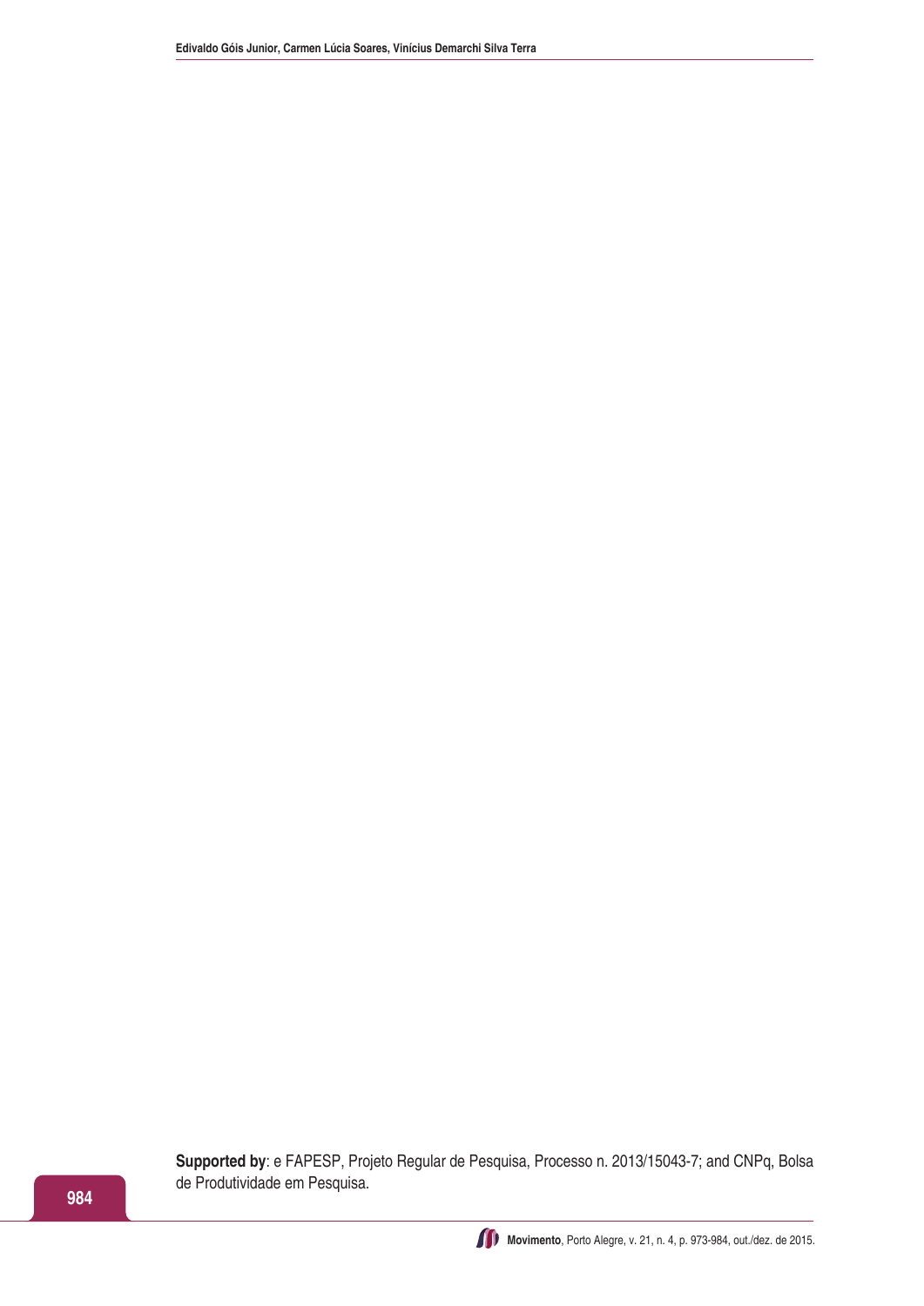**Supported by**: e FAPESP, Projeto Regular de Pesquisa, Processo n. 2013/15043-7; and CNPq, Bolsa de Produtividade em Pesquisa.